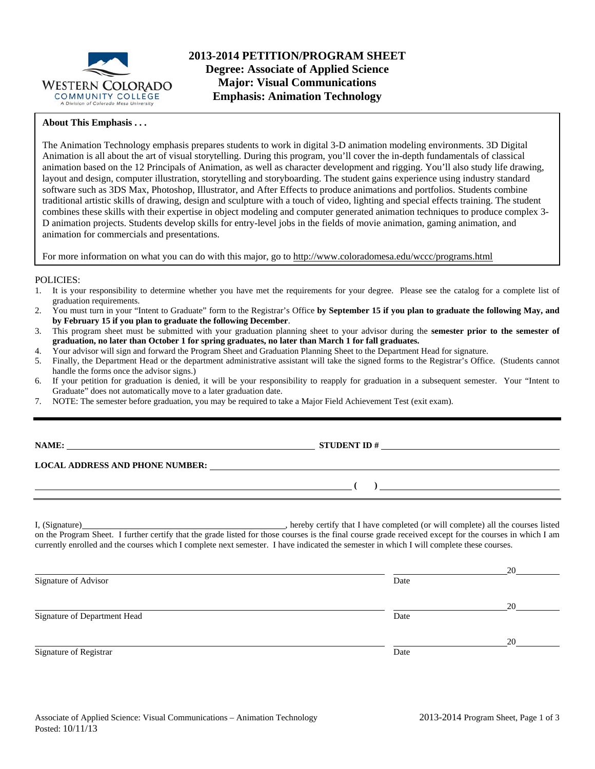# 2013-2014 PETITION/PROGRAM SHEET
## Degree: Associate of Applied Science
## Major: Visual Communications
## Emphasis: Animation Technology

**About This Emphasis . . .**

The Animation Technology emphasis prepares students to work in digital 3-D animation modeling environments. 3D Digital Animation is all about the art of visual storytelling. During this program, you'll cover the in-depth fundamentals of classical animation based on the 12 Principals of Animation, as well as character development and rigging. You'll also study life drawing, layout and design, computer illustration, storytelling and storyboarding. The student gains experience using industry standard software such as 3DS Max, Photoshop, Illustrator, and After Effects to produce animations and portfolios. Students combine traditional artistic skills of drawing, design and sculpture with a touch of video, lighting and special effects training. The student combines these skills with their expertise in object modeling and computer generated animation techniques to produce complex 3-D animation projects. Students develop skills for entry-level jobs in the fields of movie animation, gaming animation, and animation for commercials and presentations.

For more information on what you can do with this major, go to http://www.coloradomesa.edu/wccc/programs.html

POLICIES:

1. It is your responsibility to determine whether you have met the requirements for your degree. Please see the catalog for a complete list of graduation requirements.
2. You must turn in your "Intent to Graduate" form to the Registrar's Office **by September 15 if you plan to graduate the following May, and by February 15 if you plan to graduate the following December**.
3. This program sheet must be submitted with your graduation planning sheet to your advisor during the **semester prior to the semester of graduation, no later than October 1 for spring graduates, no later than March 1 for fall graduates.**
4. Your advisor will sign and forward the Program Sheet and Graduation Planning Sheet to the Department Head for signature.
5. Finally, the Department Head or the department administrative assistant will take the signed forms to the Registrar's Office. (Students cannot handle the forms once the advisor signs.)
6. If your petition for graduation is denied, it will be your responsibility to reapply for graduation in a subsequent semester. Your "Intent to Graduate" does not automatically move to a later graduation date.
7. NOTE: The semester before graduation, you may be required to take a Major Field Achievement Test (exit exam).

---

**NAME:** ______________________________ **STUDENT ID #** ______________________________

**LOCAL ADDRESS AND PHONE NUMBER:** ______________________________

______________________________ **( )** ______________________________

I, (Signature)______________________________, hereby certify that I have completed (or will complete) all the courses listed on the Program Sheet. I further certify that the grade listed for those courses is the final course grade received except for the courses in which I am currently enrolled and the courses which I complete next semester. I have indicated the semester in which I will complete these courses.

______________________________ ______________ 20______
Signature of Advisor Date

______________________________ ______________ 20______
Signature of Department Head Date

______________________________ ______________ 20______
Signature of Registrar Date

Associate of Applied Science: Visual Communications – Animation Technology
Posted: 10/11/13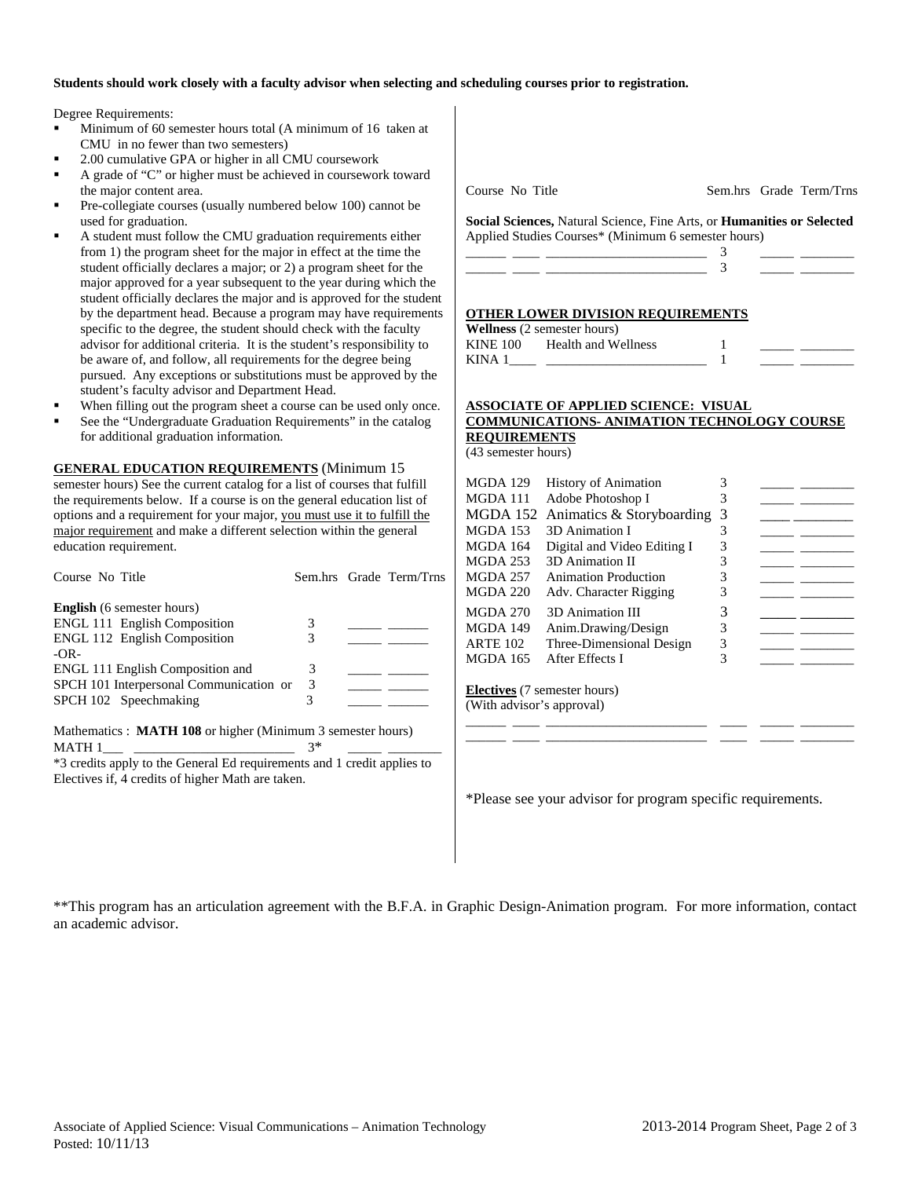**Students should work closely with a faculty advisor when selecting and scheduling courses prior to registration.**

Degree Requirements:

- Minimum of 60 semester hours total (A minimum of 16 taken at CMU in no fewer than two semesters)
- 2.00 cumulative GPA or higher in all CMU coursework
- A grade of "C" or higher must be achieved in coursework toward the major content area.
- Pre-collegiate courses (usually numbered below 100) cannot be used for graduation.
- A student must follow the CMU graduation requirements either from 1) the program sheet for the major in effect at the time the student officially declares a major; or 2) a program sheet for the major approved for a year subsequent to the year during which the student officially declares the major and is approved for the student by the department head. Because a program may have requirements specific to the degree, the student should check with the faculty advisor for additional criteria. It is the student's responsibility to be aware of, and follow, all requirements for the degree being pursued. Any exceptions or substitutions must be approved by the student's faculty advisor and Department Head.
- When filling out the program sheet a course can be used only once.
- See the "Undergraduate Graduation Requirements" in the catalog for additional graduation information.

**GENERAL EDUCATION REQUIREMENTS** (Minimum 15 semester hours) See the current catalog for a list of courses that fulfill the requirements below. If a course is on the general education list of options and a requirement for your major, you must use it to fulfill the major requirement and make a different selection within the general education requirement.

| Course No Title | Sem.hrs | Grade | Term/Trns |
|---|---|---|---|
| **English** (6 semester hours) | | | |
| ENGL 111 English Composition | 3 | _____ | ______ |
| ENGL 112 English Composition | 3 | _____ | ______ |
| -OR- | | | |
| ENGL 111 English Composition and | 3 | _____ | ______ |
| SPCH 101 Interpersonal Communication or | 3 | _____ | ______ |
| SPCH 102 Speechmaking | 3 | _____ | ______ |

Mathematics : **MATH 108** or higher (Minimum 3 semester hours)

| | | | |
|---|---|---|---|
| MATH 1___ ________________________ | 3* | _____ | ________ |

*3 credits apply to the General Ed requirements and 1 credit applies to Electives if, 4 credits of higher Math are taken.

| Course No Title | Sem.hrs | Grade | Term/Trns |
|---|---|---|---|
| **Social Sciences,** Natural Science, Fine Arts, or **Humanities or Selected** Applied Studies Courses* (Minimum 6 semester hours) | | | |
| ______ ____ ________________________ | 3 | _____ | ________ |
| ______ ____ ________________________ | 3 | _____ | ________ |

**OTHER LOWER DIVISION REQUIREMENTS**

| **Wellness** (2 semester hours) | | | |
|---|---|---|---|
| KINE 100 Health and Wellness | 1 | _____ | ________ |
| KINA 1____ ________________________ | 1 | _____ | ________ |

**ASSOCIATE OF APPLIED SCIENCE: VISUAL COMMUNICATIONS- ANIMATION TECHNOLOGY COURSE REQUIREMENTS**
(43 semester hours)

| Course No Title | Sem.hrs | Grade | Term/Trns |
|---|---|---|---|
| MGDA 129 History of Animation | 3 | _____ | ________ |
| MGDA 111 Adobe Photoshop I | 3 | _____ | ________ |
| MGDA 152 Animatics & Storyboarding | 3 | _____ | ________ |
| MGDA 153 3D Animation I | 3 | _____ | ________ |
| MGDA 164 Digital and Video Editing I | 3 | _____ | ________ |
| MGDA 253 3D Animation II | 3 | _____ | ________ |
| MGDA 257 Animation Production | 3 | _____ | ________ |
| MGDA 220 Adv. Character Rigging | 3 | _____ | ________ |
| MGDA 270 3D Animation III | 3 | _____ | ________ |
| MGDA 149 Anim.Drawing/Design | 3 | _____ | ________ |
| ARTE 102 Three-Dimensional Design | 3 | _____ | ________ |
| MGDA 165 After Effects I | 3 | _____ | ________ |

**Electives** (7 semester hours)
(With advisor's approval)

| | | | |
|---|---|---|---|
| ______ ____ ________________________ | ____ | _____ | ________ |
| ______ ____ ________________________ | ____ | _____ | ________ |

*Please see your advisor for program specific requirements.

**This program has an articulation agreement with the B.F.A. in Graphic Design-Animation program. For more information, contact an academic advisor.

Associate of Applied Science: Visual Communications – Animation Technology
Posted: 10/11/13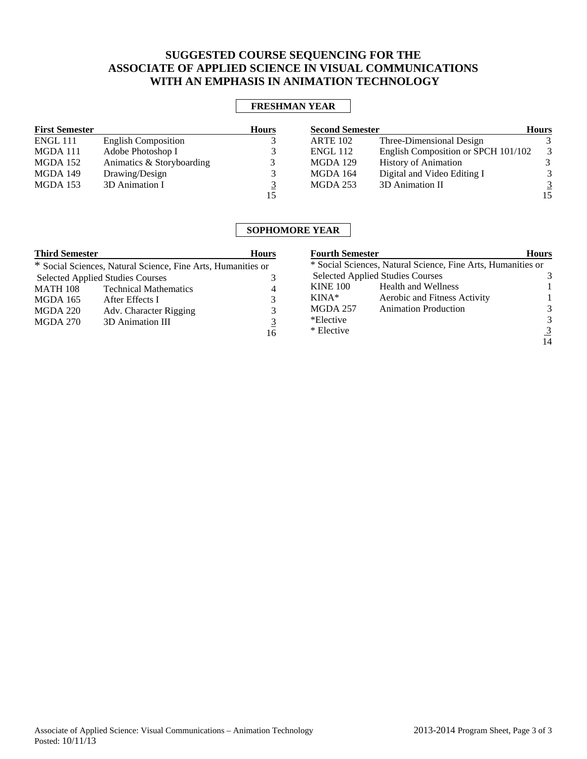# SUGGESTED COURSE SEQUENCING FOR THE ASSOCIATE OF APPLIED SCIENCE IN VISUAL COMMUNICATIONS WITH AN EMPHASIS IN ANIMATION TECHNOLOGY

## FRESHMAN YEAR

| First Semester | | Hours |
|---|---|---|
| ENGL 111 | English Composition | 3 |
| MGDA 111 | Adobe Photoshop I | 3 |
| MGDA 152 | Animatics & Storyboarding | 3 |
| MGDA 149 | Drawing/Design | 3 |
| MGDA 153 | 3D Animation I | 3 |
| | | 15 |

| Second Semester | | Hours |
|---|---|---|
| ARTE 102 | Three-Dimensional Design | 3 |
| ENGL 112 | English Composition or SPCH 101/102 | 3 |
| MGDA 129 | History of Animation | 3 |
| MGDA 164 | Digital and Video Editing I | 3 |
| MGDA 253 | 3D Animation II | 3 |
| | | 15 |

## SOPHOMORE YEAR

| Third Semester | | Hours |
|---|---|---|
| * Social Sciences, Natural Science, Fine Arts, Humanities or Selected Applied Studies Courses | | 3 |
| MATH 108 | Technical Mathematics | 4 |
| MGDA 165 | After Effects I | 3 |
| MGDA 220 | Adv. Character Rigging | 3 |
| MGDA 270 | 3D Animation III | 3 |
| | | 16 |

| Fourth Semester | | Hours |
|---|---|---|
| * Social Sciences, Natural Science, Fine Arts, Humanities or Selected Applied Studies Courses | | 3 |
| KINE 100 | Health and Wellness | 1 |
| KINA* | Aerobic and Fitness Activity | 1 |
| MGDA 257 | Animation Production | 3 |
| *Elective | | 3 |
| * Elective | | 3 |
| | | 14 |

Associate of Applied Science: Visual Communications – Animation Technology
Posted: 10/11/13

2013-2014 Program Sheet